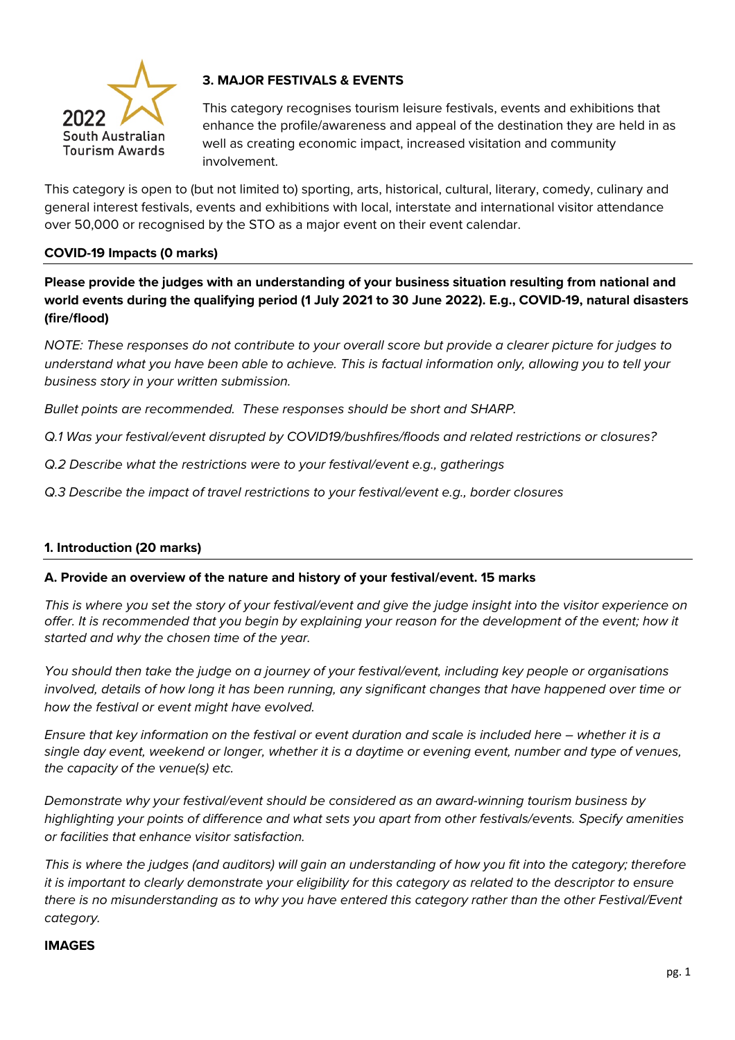2022 South Australian Tourism Awards

## 3. MAJOR FESTIVALS & EVENTS

This category recognises tourism leisure festivals, events and exhibitions that enhance the profile/awareness and appeal of the destination they are held in as well as creating economic impact, increased visitation and community involvement.

This category is open to (but not limited to) sporting, arts, historical, cultural, literary, comedy, culinary and general interest festivals, events and exhibitions with local, interstate and international visitor attendance over 50,000 or recognised by the STO as a major event on their event calendar.

### COVID-19 Impacts (0 marks)

**Please provide the judges with an understanding of your business situation resulting from national and world events during the qualifying period (1 July 2021 to 30 June 2022). E.g., COVID-19, natural disasters (fire/flood)**

*NOTE: These responses do not contribute to your overall score but provide a clearer picture for judges to understand what you have been able to achieve. This is factual information only, allowing you to tell your business story in your written submission.*

*Bullet points are recommended. These responses should be short and SHARP.*

*Q.1 Was your festival/event disrupted by COVID19/bushfires/floods and related restrictions or closures?*

*Q.2 Describe what the restrictions were to your festival/event e.g., gatherings*

*Q.3 Describe the impact of travel restrictions to your festival/event e.g., border closures*

### 1. Introduction (20 marks)

**A. Provide an overview of the nature and history of your festival/event. 15 marks**

*This is where you set the story of your festival/event and give the judge insight into the visitor experience on offer. It is recommended that you begin by explaining your reason for the development of the event; how it started and why the chosen time of the year.*

*You should then take the judge on a journey of your festival/event, including key people or organisations involved, details of how long it has been running, any significant changes that have happened over time or how the festival or event might have evolved.*

*Ensure that key information on the festival or event duration and scale is included here – whether it is a single day event, weekend or longer, whether it is a daytime or evening event, number and type of venues, the capacity of the venue(s) etc.*

*Demonstrate why your festival/event should be considered as an award-winning tourism business by highlighting your points of difference and what sets you apart from other festivals/events. Specify amenities or facilities that enhance visitor satisfaction.*

*This is where the judges (and auditors) will gain an understanding of how you fit into the category; therefore it is important to clearly demonstrate your eligibility for this category as related to the descriptor to ensure there is no misunderstanding as to why you have entered this category rather than the other Festival/Event category.*

**IMAGES**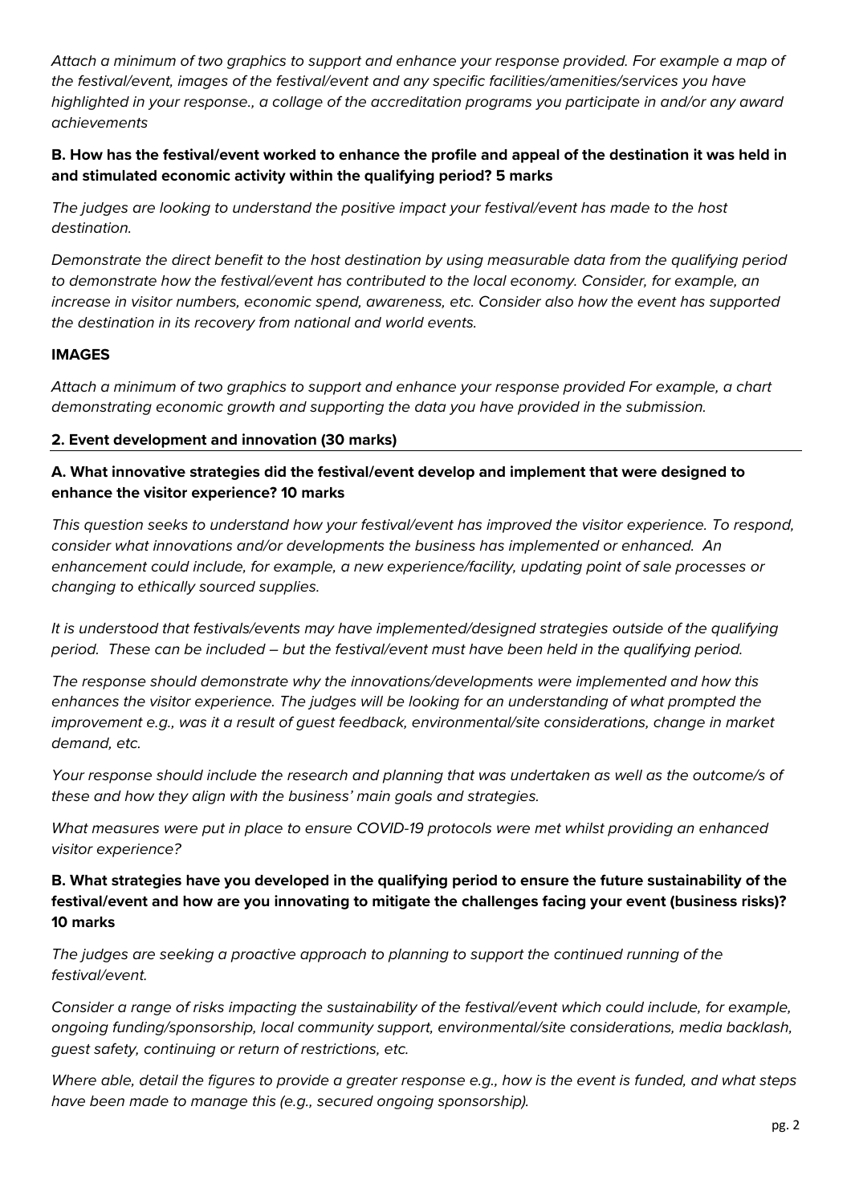*Attach a minimum of two graphics to support and enhance your response provided. For example a map of the festival/event, images of the festival/event and any specific facilities/amenities/services you have highlighted in your response., a collage of the accreditation programs you participate in and/or any award achievements*

**B. How has the festival/event worked to enhance the profile and appeal of the destination it was held in and stimulated economic activity within the qualifying period? 5 marks**

*The judges are looking to understand the positive impact your festival/event has made to the host destination.*

*Demonstrate the direct benefit to the host destination by using measurable data from the qualifying period to demonstrate how the festival/event has contributed to the local economy. Consider, for example, an increase in visitor numbers, economic spend, awareness, etc. Consider also how the event has supported the destination in its recovery from national and world events.*

**IMAGES**

*Attach a minimum of two graphics to support and enhance your response provided For example, a chart demonstrating economic growth and supporting the data you have provided in the submission.*

## 2. Event development and innovation (30 marks)

**A. What innovative strategies did the festival/event develop and implement that were designed to enhance the visitor experience? 10 marks**

*This question seeks to understand how your festival/event has improved the visitor experience. To respond, consider what innovations and/or developments the business has implemented or enhanced. An enhancement could include, for example, a new experience/facility, updating point of sale processes or changing to ethically sourced supplies.*

*It is understood that festivals/events may have implemented/designed strategies outside of the qualifying period. These can be included – but the festival/event must have been held in the qualifying period.*

*The response should demonstrate why the innovations/developments were implemented and how this enhances the visitor experience. The judges will be looking for an understanding of what prompted the improvement e.g., was it a result of guest feedback, environmental/site considerations, change in market demand, etc.*

*Your response should include the research and planning that was undertaken as well as the outcome/s of these and how they align with the business' main goals and strategies.*

*What measures were put in place to ensure COVID-19 protocols were met whilst providing an enhanced visitor experience?*

**B. What strategies have you developed in the qualifying period to ensure the future sustainability of the festival/event and how are you innovating to mitigate the challenges facing your event (business risks)? 10 marks**

*The judges are seeking a proactive approach to planning to support the continued running of the festival/event.*

*Consider a range of risks impacting the sustainability of the festival/event which could include, for example, ongoing funding/sponsorship, local community support, environmental/site considerations, media backlash, guest safety, continuing or return of restrictions, etc.*

*Where able, detail the figures to provide a greater response e.g., how is the event is funded, and what steps have been made to manage this (e.g., secured ongoing sponsorship).*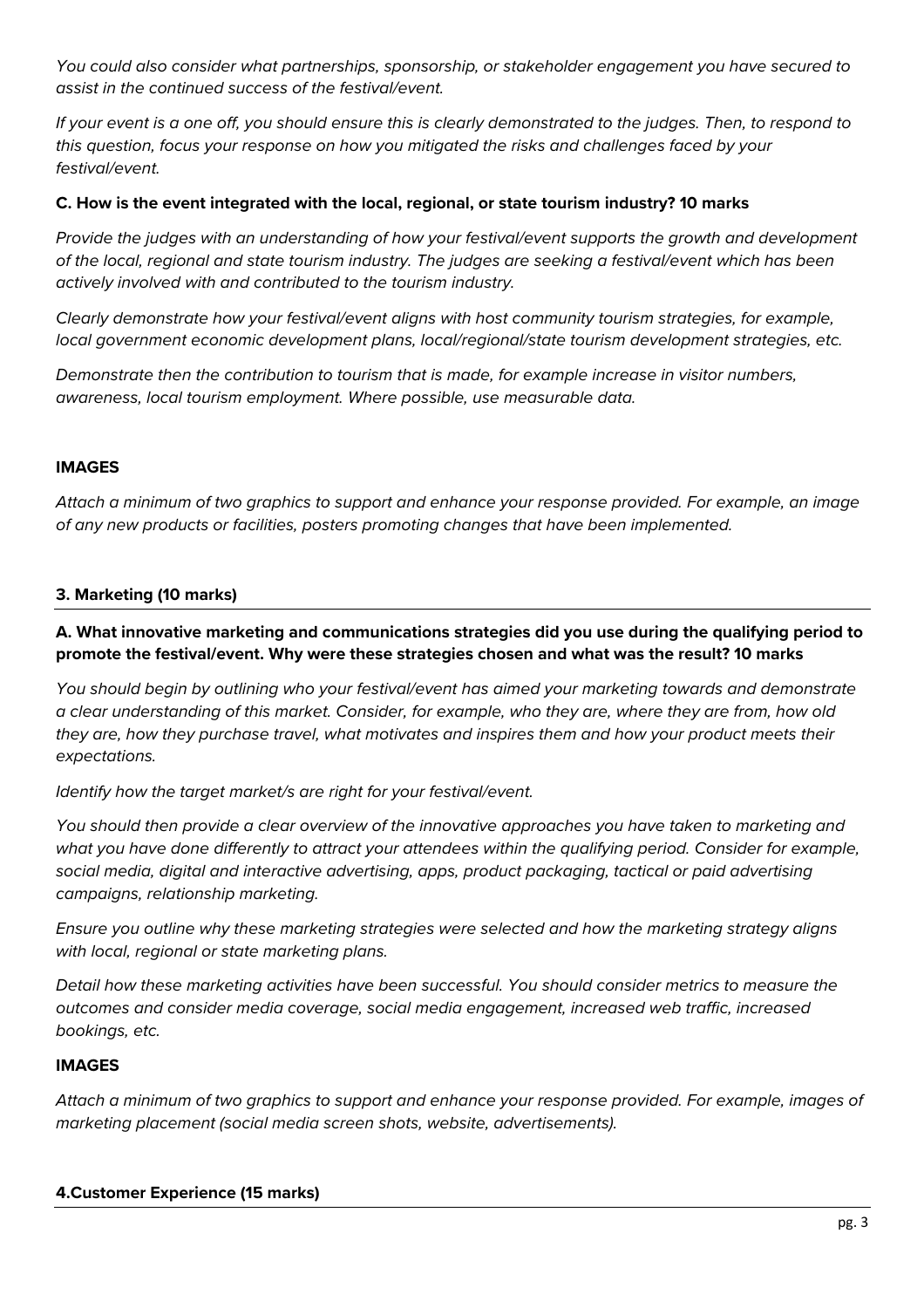*You could also consider what partnerships, sponsorship, or stakeholder engagement you have secured to assist in the continued success of the festival/event.*

*If your event is a one off, you should ensure this is clearly demonstrated to the judges. Then, to respond to this question, focus your response on how you mitigated the risks and challenges faced by your festival/event.*

**C. How is the event integrated with the local, regional, or state tourism industry? 10 marks**

*Provide the judges with an understanding of how your festival/event supports the growth and development of the local, regional and state tourism industry. The judges are seeking a festival/event which has been actively involved with and contributed to the tourism industry.*

*Clearly demonstrate how your festival/event aligns with host community tourism strategies, for example, local government economic development plans, local/regional/state tourism development strategies, etc.*

*Demonstrate then the contribution to tourism that is made, for example increase in visitor numbers, awareness, local tourism employment. Where possible, use measurable data.*

**IMAGES**

*Attach a minimum of two graphics to support and enhance your response provided. For example, an image of any new products or facilities, posters promoting changes that have been implemented.*

## 3. Marketing (10 marks)

**A. What innovative marketing and communications strategies did you use during the qualifying period to promote the festival/event. Why were these strategies chosen and what was the result? 10 marks**

*You should begin by outlining who your festival/event has aimed your marketing towards and demonstrate a clear understanding of this market. Consider, for example, who they are, where they are from, how old they are, how they purchase travel, what motivates and inspires them and how your product meets their expectations.*

*Identify how the target market/s are right for your festival/event.*

*You should then provide a clear overview of the innovative approaches you have taken to marketing and what you have done differently to attract your attendees within the qualifying period. Consider for example, social media, digital and interactive advertising, apps, product packaging, tactical or paid advertising campaigns, relationship marketing.*

*Ensure you outline why these marketing strategies were selected and how the marketing strategy aligns with local, regional or state marketing plans.*

*Detail how these marketing activities have been successful. You should consider metrics to measure the outcomes and consider media coverage, social media engagement, increased web traffic, increased bookings, etc.*

**IMAGES**

*Attach a minimum of two graphics to support and enhance your response provided. For example, images of marketing placement (social media screen shots, website, advertisements).*

## 4. Customer Experience (15 marks)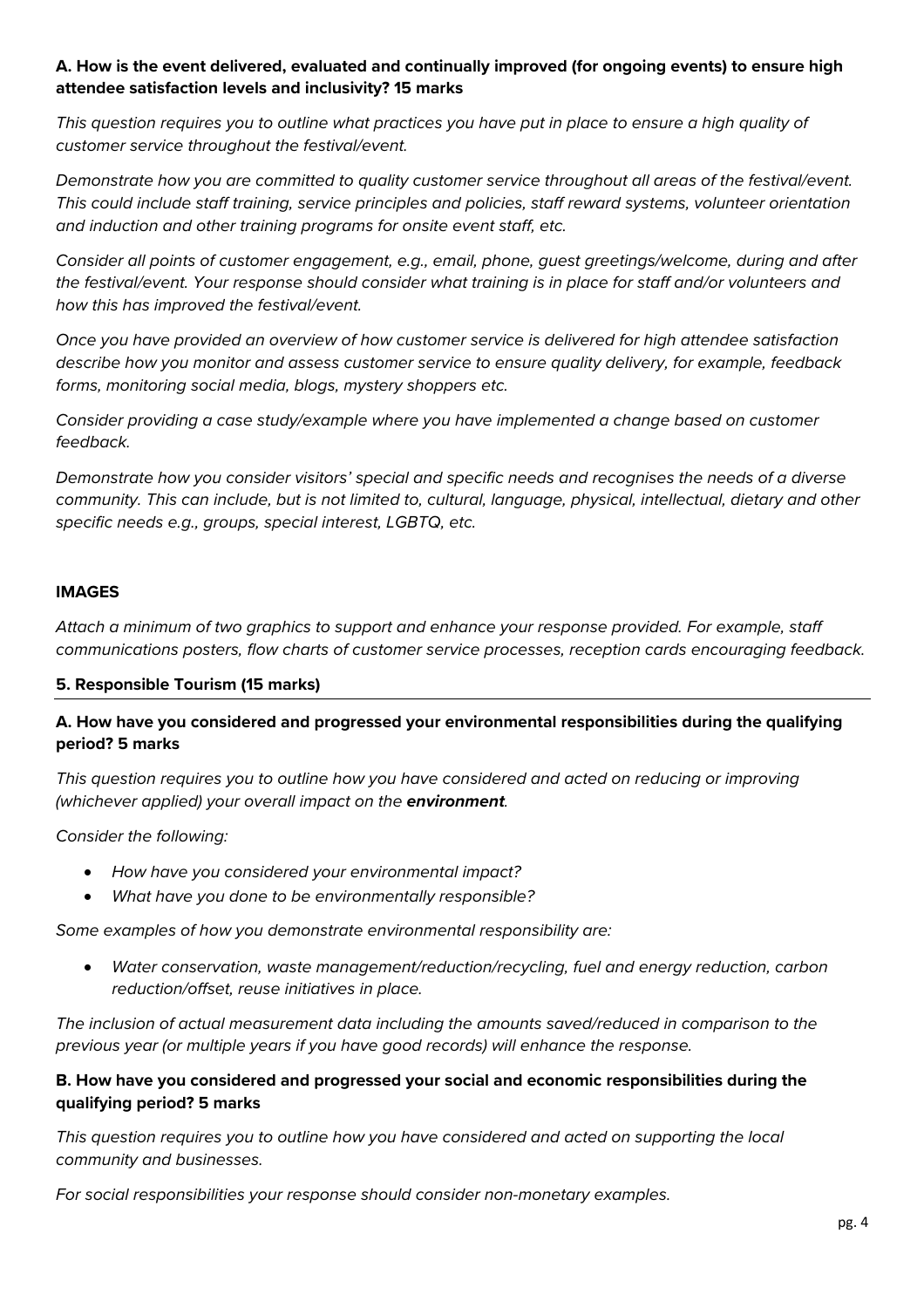**A. How is the event delivered, evaluated and continually improved (for ongoing events) to ensure high attendee satisfaction levels and inclusivity? 15 marks**

*This question requires you to outline what practices you have put in place to ensure a high quality of customer service throughout the festival/event.*

*Demonstrate how you are committed to quality customer service throughout all areas of the festival/event. This could include staff training, service principles and policies, staff reward systems, volunteer orientation and induction and other training programs for onsite event staff, etc.*

*Consider all points of customer engagement, e.g., email, phone, guest greetings/welcome, during and after the festival/event. Your response should consider what training is in place for staff and/or volunteers and how this has improved the festival/event.*

*Once you have provided an overview of how customer service is delivered for high attendee satisfaction describe how you monitor and assess customer service to ensure quality delivery, for example, feedback forms, monitoring social media, blogs, mystery shoppers etc.*

*Consider providing a case study/example where you have implemented a change based on customer feedback.*

*Demonstrate how you consider visitors' special and specific needs and recognises the needs of a diverse community. This can include, but is not limited to, cultural, language, physical, intellectual, dietary and other specific needs e.g., groups, special interest, LGBTQ, etc.*

**IMAGES**

*Attach a minimum of two graphics to support and enhance your response provided. For example, staff communications posters, flow charts of customer service processes, reception cards encouraging feedback.*

## 5. Responsible Tourism (15 marks)

**A. How have you considered and progressed your environmental responsibilities during the qualifying period? 5 marks**

*This question requires you to outline how you have considered and acted on reducing or improving (whichever applied) your overall impact on the* ***environment****.*

*Consider the following:*

- *How have you considered your environmental impact?*
- *What have you done to be environmentally responsible?*

*Some examples of how you demonstrate environmental responsibility are:*

- *Water conservation, waste management/reduction/recycling, fuel and energy reduction, carbon reduction/offset, reuse initiatives in place.*

*The inclusion of actual measurement data including the amounts saved/reduced in comparison to the previous year (or multiple years if you have good records) will enhance the response.*

**B. How have you considered and progressed your social and economic responsibilities during the qualifying period? 5 marks**

*This question requires you to outline how you have considered and acted on supporting the local community and businesses.*

*For social responsibilities your response should consider non-monetary examples.*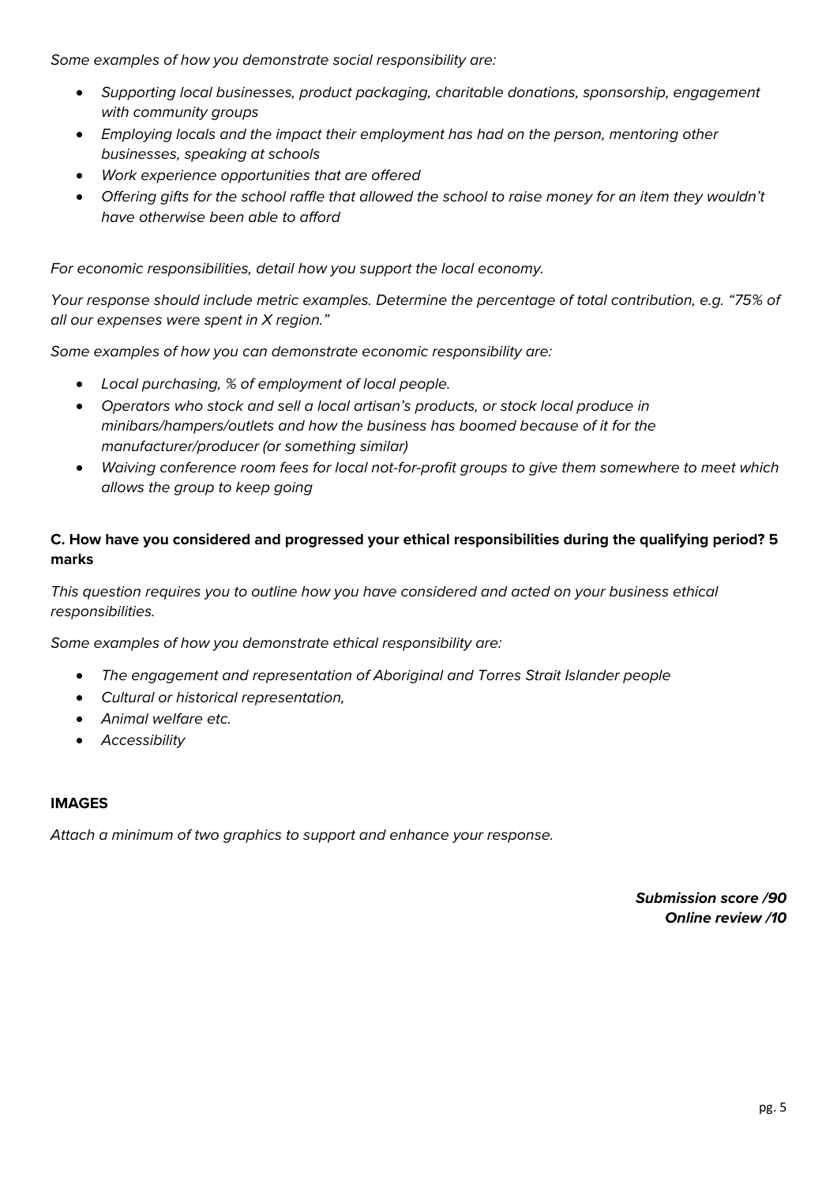*Some examples of how you demonstrate social responsibility are:*

- *Supporting local businesses, product packaging, charitable donations, sponsorship, engagement with community groups*
- *Employing locals and the impact their employment has had on the person, mentoring other businesses, speaking at schools*
- *Work experience opportunities that are offered*
- *Offering gifts for the school raffle that allowed the school to raise money for an item they wouldn't have otherwise been able to afford*

*For economic responsibilities, detail how you support the local economy.*

*Your response should include metric examples. Determine the percentage of total contribution, e.g. "75% of all our expenses were spent in X region."*

*Some examples of how you can demonstrate economic responsibility are:*

- *Local purchasing, % of employment of local people.*
- *Operators who stock and sell a local artisan's products, or stock local produce in minibars/hampers/outlets and how the business has boomed because of it for the manufacturer/producer (or something similar)*
- *Waiving conference room fees for local not-for-profit groups to give them somewhere to meet which allows the group to keep going*

**C. How have you considered and progressed your ethical responsibilities during the qualifying period? 5 marks**

*This question requires you to outline how you have considered and acted on your business ethical responsibilities.*

*Some examples of how you demonstrate ethical responsibility are:*

- *The engagement and representation of Aboriginal and Torres Strait Islander people*
- *Cultural or historical representation,*
- *Animal welfare etc.*
- *Accessibility*

**IMAGES**

*Attach a minimum of two graphics to support and enhance your response.*

***Submission score /90***
***Online review /10***